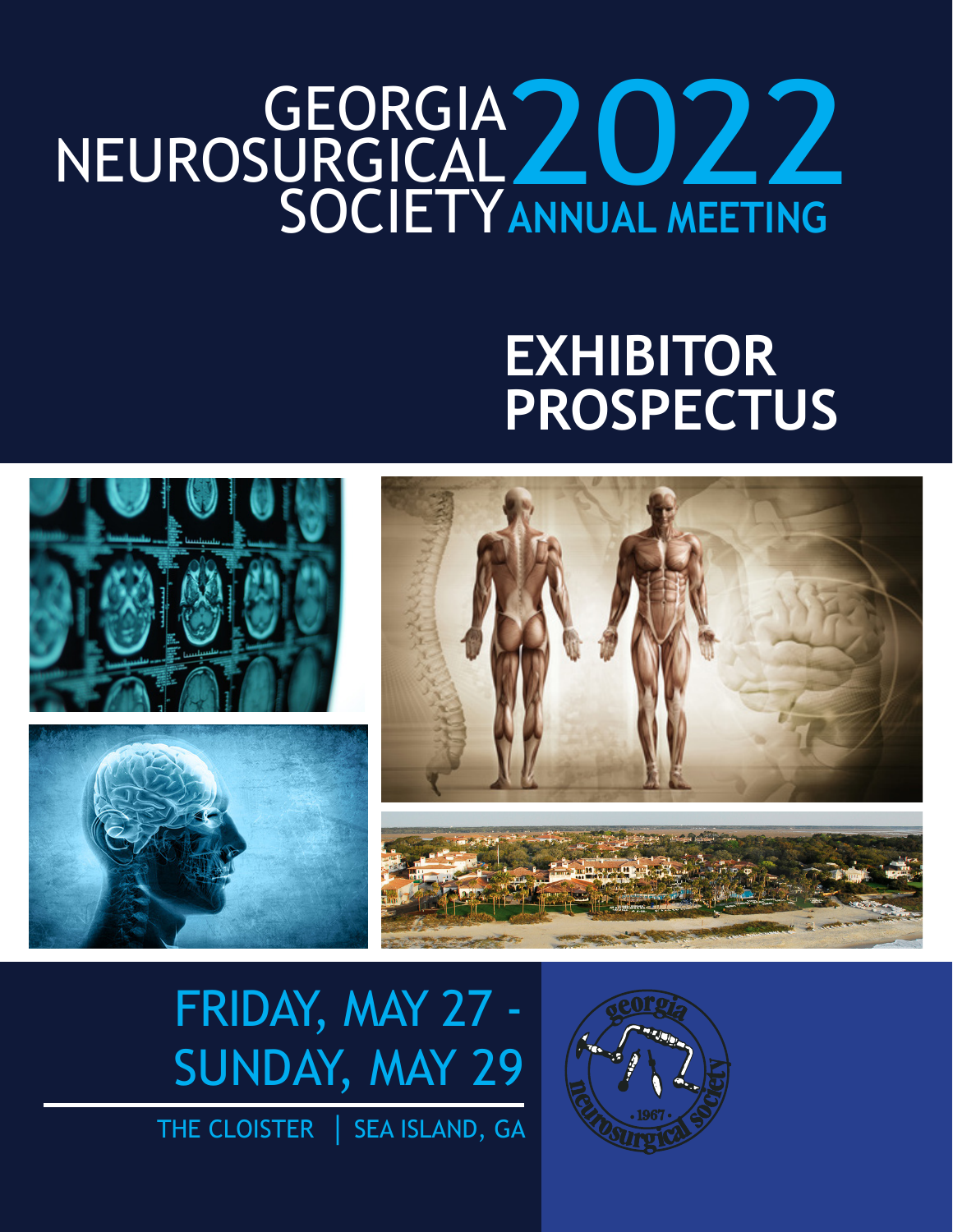# GEORGIA NEUROSURGICAL SOCIETY 2022 ANNUAL MEETING

## EXHIBITOR PROSPECTUS

FRIDAY, MAY 27 - SUNDAY, MAY 29

THE CLOISTER | SEA ISLAND, GA

georgia neurosurgical society • 1967 •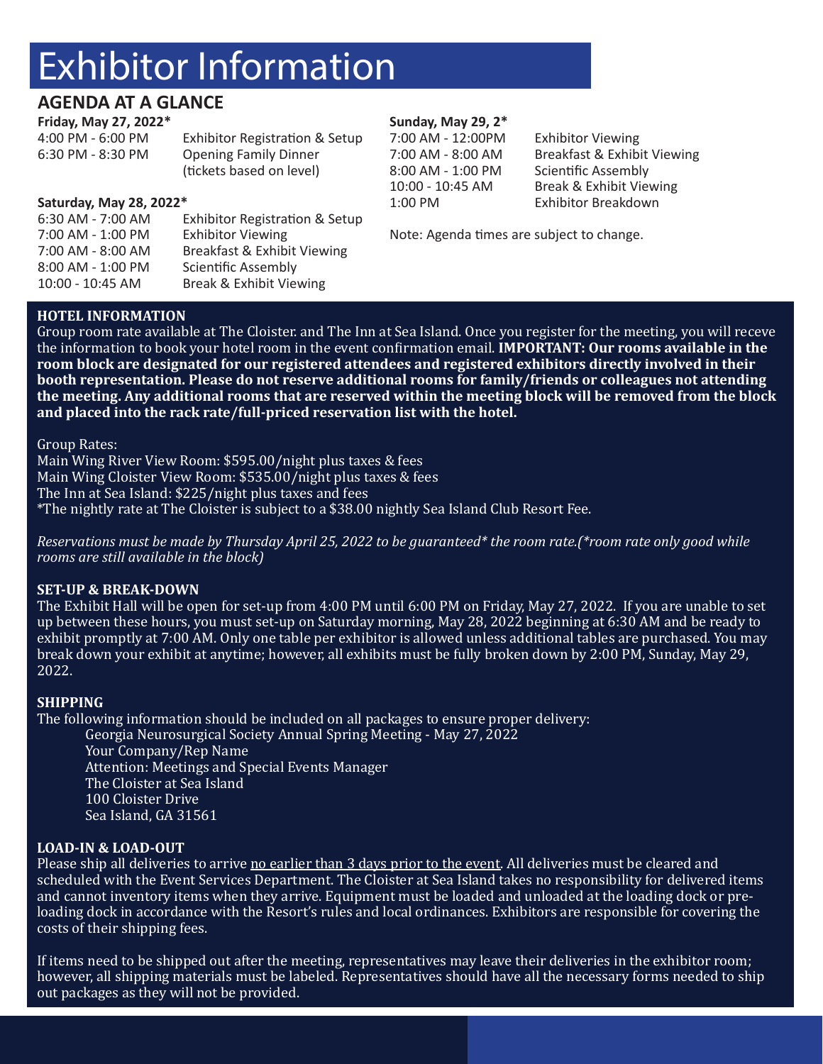# Exhibitor Information

## AGENDA AT A GLANCE

**Friday, May 27, 2022***

| | |
|---|---|
| 4:00 PM - 6:00 PM | Exhibitor Registration & Setup |
| 6:30 PM - 8:30 PM | Opening Family Dinner (tickets based on level) |

**Saturday, May 28, 2022***

| | |
|---|---|
| 6:30 AM - 7:00 AM | Exhibitor Registration & Setup |
| 7:00 AM - 1:00 PM | Exhibitor Viewing |
| 7:00 AM - 8:00 AM | Breakfast & Exhibit Viewing |
| 8:00 AM - 1:00 PM | Scientific Assembly |
| 10:00 - 10:45 AM | Break & Exhibit Viewing |

**Sunday, May 29, 2***

| | |
|---|---|
| 7:00 AM - 12:00PM | Exhibitor Viewing |
| 7:00 AM - 8:00 AM | Breakfast & Exhibit Viewing |
| 8:00 AM - 1:00 PM | Scientific Assembly |
| 10:00 - 10:45 AM | Break & Exhibit Viewing |
| 1:00 PM | Exhibitor Breakdown |

Note: Agenda times are subject to change.

### HOTEL INFORMATION

Group room rate available at The Cloister. and The Inn at Sea Island. Once you register for the meeting, you will receve the information to book your hotel room in the event confirmation email. **IMPORTANT: Our rooms available in the room block are designated for our registered attendees and registered exhibitors directly involved in their booth representation. Please do not reserve additional rooms for family/friends or colleagues not attending the meeting. Any additional rooms that are reserved within the meeting block will be removed from the block and placed into the rack rate/full-priced reservation list with the hotel.**

Group Rates:
Main Wing River View Room: $595.00/night plus taxes & fees
Main Wing Cloister View Room: $535.00/night plus taxes & fees
The Inn at Sea Island: $225/night plus taxes and fees
*The nightly rate at The Cloister is subject to a $38.00 nightly Sea Island Club Resort Fee.

*Reservations must be made by Thursday April 25, 2022 to be guaranteed* the room rate.(*room rate only good while rooms are still available in the block)*

### SET-UP & BREAK-DOWN

The Exhibit Hall will be open for set-up from 4:00 PM until 6:00 PM on Friday, May 27, 2022. If you are unable to set up between these hours, you must set-up on Saturday morning, May 28, 2022 beginning at 6:30 AM and be ready to exhibit promptly at 7:00 AM. Only one table per exhibitor is allowed unless additional tables are purchased. You may break down your exhibit at anytime; however, all exhibits must be fully broken down by 2:00 PM, Sunday, May 29, 2022.

### SHIPPING

The following information should be included on all packages to ensure proper delivery:

Georgia Neurosurgical Society Annual Spring Meeting - May 27, 2022
Your Company/Rep Name
Attention: Meetings and Special Events Manager
The Cloister at Sea Island
100 Cloister Drive
Sea Island, GA 31561

### LOAD-IN & LOAD-OUT

Please ship all deliveries to arrive no earlier than 3 days prior to the event. All deliveries must be cleared and scheduled with the Event Services Department. The Cloister at Sea Island takes no responsibility for delivered items and cannot inventory items when they arrive. Equipment must be loaded and unloaded at the loading dock or pre-loading dock in accordance with the Resort's rules and local ordinances. Exhibitors are responsible for covering the costs of their shipping fees.

If items need to be shipped out after the meeting, representatives may leave their deliveries in the exhibitor room; however, all shipping materials must be labeled. Representatives should have all the necessary forms needed to ship out packages as they will not be provided.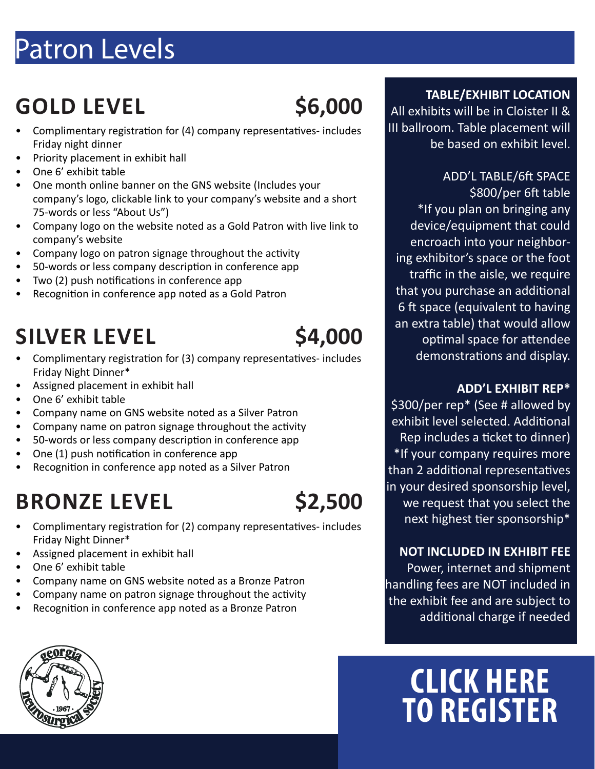# Patron Levels

## GOLD LEVEL $6,000

- Complimentary registration for (4) company representatives- includes Friday night dinner
- Priority placement in exhibit hall
- One 6' exhibit table
- One month online banner on the GNS website (Includes your company's logo, clickable link to your company's website and a short 75-words or less "About Us")
- Company logo on the website noted as a Gold Patron with live link to company's website
- Company logo on patron signage throughout the activity
- 50-words or less company description in conference app
- Two (2) push notifications in conference app
- Recognition in conference app noted as a Gold Patron

## SILVER LEVEL $4,000

- Complimentary registration for (3) company representatives- includes Friday Night Dinner*
- Assigned placement in exhibit hall
- One 6' exhibit table
- Company name on GNS website noted as a Silver Patron
- Company name on patron signage throughout the activity
- 50-words or less company description in conference app
- One (1) push notification in conference app
- Recognition in conference app noted as a Silver Patron

## BRONZE LEVEL $2,500

- Complimentary registration for (2) company representatives- includes Friday Night Dinner*
- Assigned placement in exhibit hall
- One 6' exhibit table
- Company name on GNS website noted as a Bronze Patron
- Company name on patron signage throughout the activity
- Recognition in conference app noted as a Bronze Patron

**TABLE/EXHIBIT LOCATION**

All exhibits will be in Cloister II & III ballroom. Table placement will be based on exhibit level.

ADD'L TABLE/6ft SPACE

$800/per 6ft table

*If you plan on bringing any device/equipment that could encroach into your neighboring exhibitor's space or the foot traffic in the aisle, we require that you purchase an additional 6 ft space (equivalent to having an extra table) that would allow optimal space for attendee demonstrations and display.

**ADD'L EXHIBIT REP***

$300/per rep* (See # allowed by exhibit level selected. Additional Rep includes a ticket to dinner)

*If your company requires more than 2 additional representatives in your desired sponsorship level, we request that you select the next highest tier sponsorship*

**NOT INCLUDED IN EXHIBIT FEE**

Power, internet and shipment handling fees are NOT included in the exhibit fee and are subject to additional charge if needed

georgia neurosurgical society • 1967 •

**CLICK HERE TO REGISTER**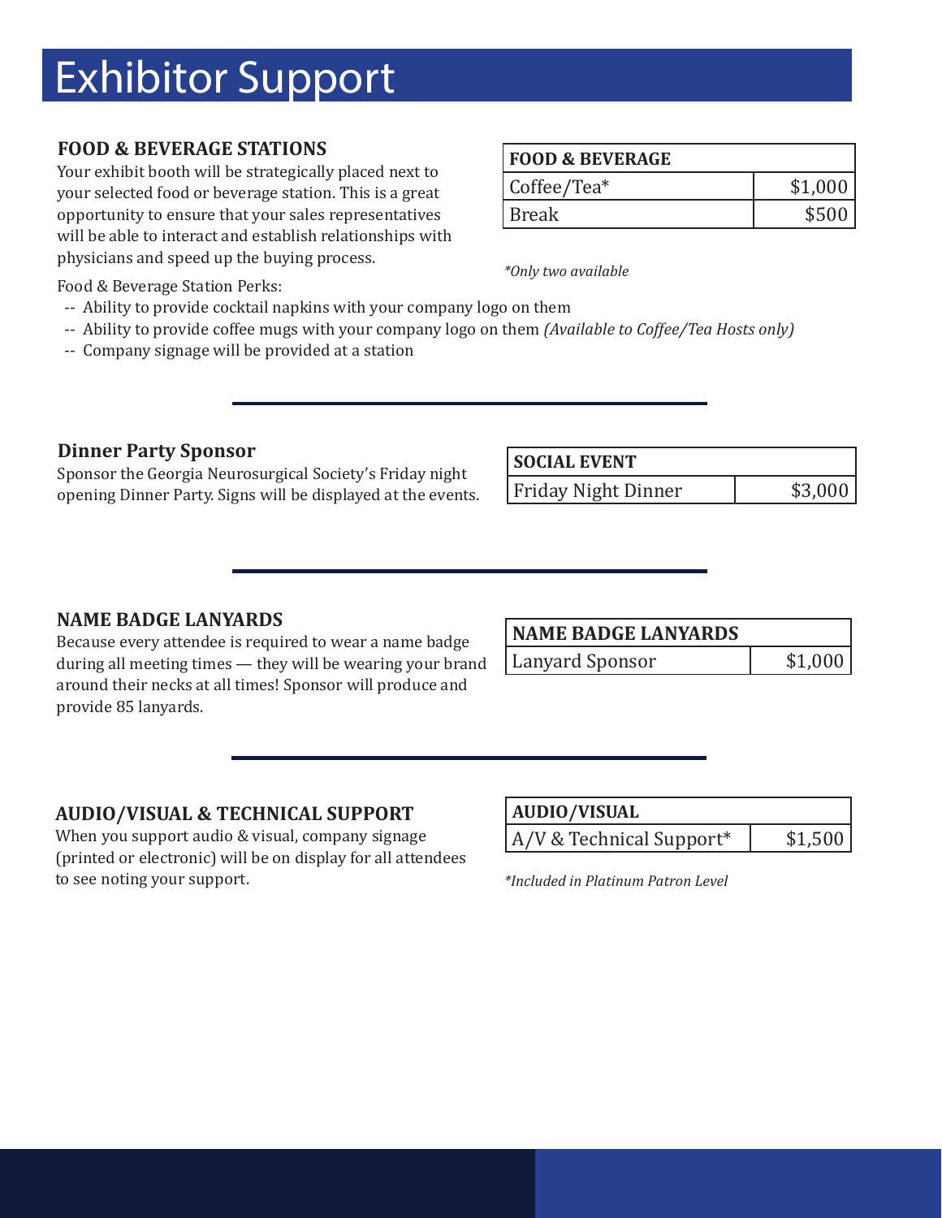# Exhibitor Support

## FOOD & BEVERAGE STATIONS

Your exhibit booth will be strategically placed next to your selected food or beverage station. This is a great opportunity to ensure that your sales representatives will be able to interact and establish relationships with physicians and speed up the buying process.

| FOOD & BEVERAGE | |
|---|---|
| Coffee/Tea* | $1,000 |
| Break | $500 |

*\*Only two available*

Food & Beverage Station Perks:

- -- Ability to provide cocktail napkins with your company logo on them
- -- Ability to provide coffee mugs with your company logo on them *(Available to Coffee/Tea Hosts only)*
- -- Company signage will be provided at a station

---

## Dinner Party Sponsor

Sponsor the Georgia Neurosurgical Society's Friday night opening Dinner Party. Signs will be displayed at the events.

| SOCIAL EVENT | |
|---|---|
| Friday Night Dinner | $3,000 |

---

## NAME BADGE LANYARDS

Because every attendee is required to wear a name badge during all meeting times — they will be wearing your brand around their necks at all times! Sponsor will produce and provide 85 lanyards.

| NAME BADGE LANYARDS | |
|---|---|
| Lanyard Sponsor | $1,000 |

---

## AUDIO/VISUAL & TECHNICAL SUPPORT

When you support audio & visual, company signage (printed or electronic) will be on display for all attendees to see noting your support.

| AUDIO/VISUAL | |
|---|---|
| A/V & Technical Support* | $1,500 |

*\*Included in Platinum Patron Level*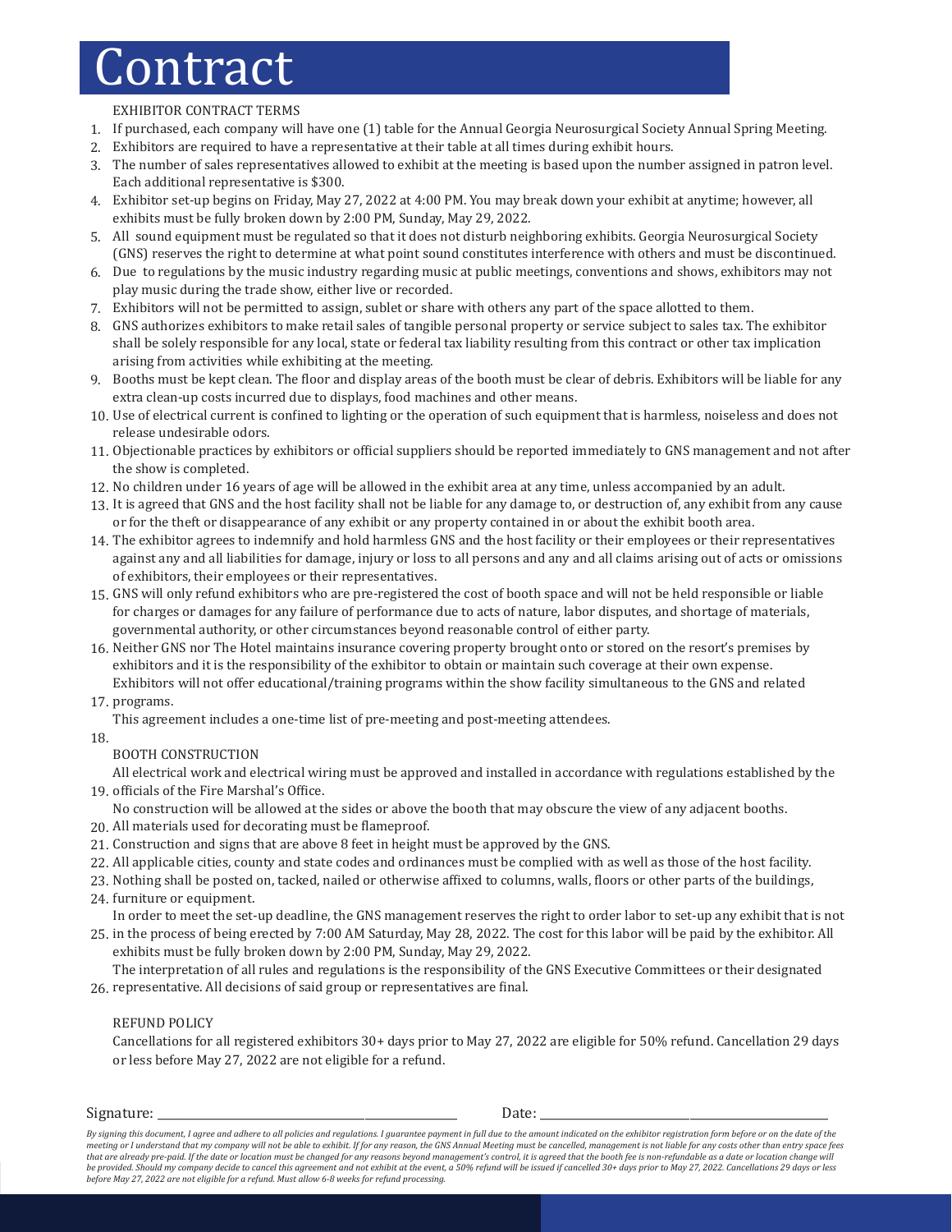# Contract

EXHIBITOR CONTRACT TERMS

1. If purchased, each company will have one (1) table for the Annual Georgia Neurosurgical Society Annual Spring Meeting.
2. Exhibitors are required to have a representative at their table at all times during exhibit hours.
3. The number of sales representatives allowed to exhibit at the meeting is based upon the number assigned in patron level. Each additional representative is $300.
4. Exhibitor set-up begins on Friday, May 27, 2022 at 4:00 PM. You may break down your exhibit at anytime; however, all exhibits must be fully broken down by 2:00 PM, Sunday, May 29, 2022.
5. All sound equipment must be regulated so that it does not disturb neighboring exhibits. Georgia Neurosurgical Society (GNS) reserves the right to determine at what point sound constitutes interference with others and must be discontinued.
6. Due to regulations by the music industry regarding music at public meetings, conventions and shows, exhibitors may not play music during the trade show, either live or recorded.
7. Exhibitors will not be permitted to assign, sublet or share with others any part of the space allotted to them.
8. GNS authorizes exhibitors to make retail sales of tangible personal property or service subject to sales tax. The exhibitor shall be solely responsible for any local, state or federal tax liability resulting from this contract or other tax implication arising from activities while exhibiting at the meeting.
9. Booths must be kept clean. The floor and display areas of the booth must be clear of debris. Exhibitors will be liable for any extra clean-up costs incurred due to displays, food machines and other means.
10. Use of electrical current is confined to lighting or the operation of such equipment that is harmless, noiseless and does not release undesirable odors.
11. Objectionable practices by exhibitors or official suppliers should be reported immediately to GNS management and not after the show is completed.
12. No children under 16 years of age will be allowed in the exhibit area at any time, unless accompanied by an adult.
13. It is agreed that GNS and the host facility shall not be liable for any damage to, or destruction of, any exhibit from any cause or for the theft or disappearance of any exhibit or any property contained in or about the exhibit booth area.
14. The exhibitor agrees to indemnify and hold harmless GNS and the host facility or their employees or their representatives against any and all liabilities for damage, injury or loss to all persons and any and all claims arising out of acts or omissions of exhibitors, their employees or their representatives.
15. GNS will only refund exhibitors who are pre-registered the cost of booth space and will not be held responsible or liable for charges or damages for any failure of performance due to acts of nature, labor disputes, and shortage of materials, governmental authority, or other circumstances beyond reasonable control of either party.
16. Neither GNS nor The Hotel maintains insurance covering property brought onto or stored on the resort's premises by exhibitors and it is the responsibility of the exhibitor to obtain or maintain such coverage at their own expense.
17. Exhibitors will not offer educational/training programs within the show facility simultaneous to the GNS and related programs.
18. This agreement includes a one-time list of pre-meeting and post-meeting attendees.

BOOTH CONSTRUCTION

19. All electrical work and electrical wiring must be approved and installed in accordance with regulations established by the officials of the Fire Marshal's Office.
20. No construction will be allowed at the sides or above the booth that may obscure the view of any adjacent booths.
21. All materials used for decorating must be flameproof.
22. Construction and signs that are above 8 feet in height must be approved by the GNS.
23. All applicable cities, county and state codes and ordinances must be complied with as well as those of the host facility.
24. Nothing shall be posted on, tacked, nailed or otherwise affixed to columns, walls, floors or other parts of the buildings, furniture or equipment.
25. In order to meet the set-up deadline, the GNS management reserves the right to order labor to set-up any exhibit that is not in the process of being erected by 7:00 AM Saturday, May 28, 2022. The cost for this labor will be paid by the exhibitor. All exhibits must be fully broken down by 2:00 PM, Sunday, May 29, 2022.
26. The interpretation of all rules and regulations is the responsibility of the GNS Executive Committees or their designated representative. All decisions of said group or representatives are final.

REFUND POLICY

Cancellations for all registered exhibitors 30+ days prior to May 27, 2022 are eligible for 50% refund. Cancellation 29 days or less before May 27, 2022 are not eligible for a refund.

Signature: ______________________________ Date: ______________________________

*By signing this document, I agree and adhere to all policies and regulations. I guarantee payment in full due to the amount indicated on the exhibitor registration form before or on the date of the meeting or I understand that my company will not be able to exhibit. If for any reason, the GNS Annual Meeting must be cancelled, management is not liable for any costs other than entry space fees that are already pre-paid. If the date or location must be changed for any reasons beyond management's control, it is agreed that the booth fee is non-refundable as a date or location change will be provided. Should my company decide to cancel this agreement and not exhibit at the event, a 50% refund will be issued if cancelled 30+ days prior to May 27, 2022. Cancellations 29 days or less before May 27, 2022 are not eligible for a refund. Must allow 6-8 weeks for refund processing.*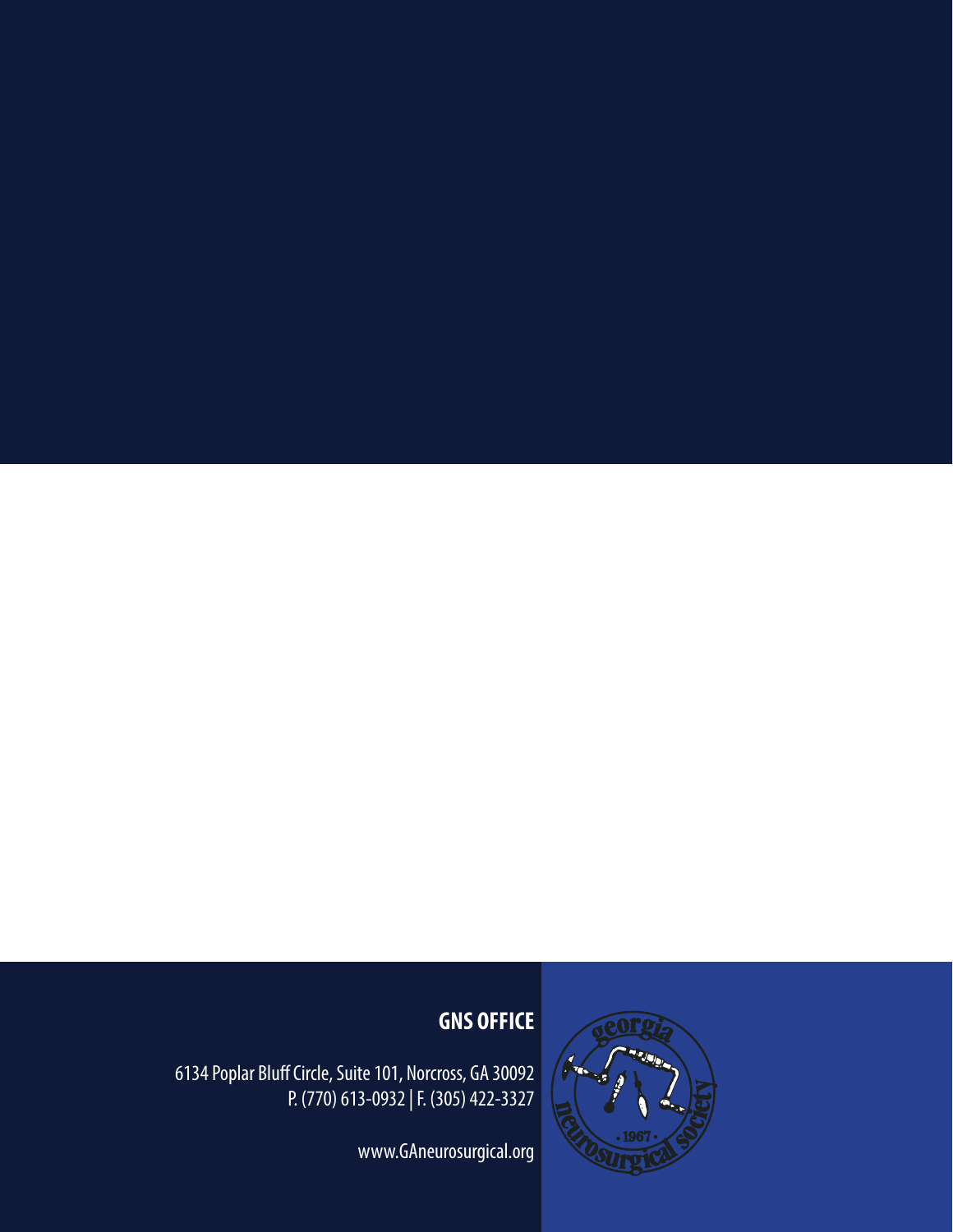## GNS OFFICE

6134 Poplar Bluff Circle, Suite 101, Norcross, GA 30092
P. (770) 613-0932 | F. (305) 422-3327

www.GAneurosurgical.org